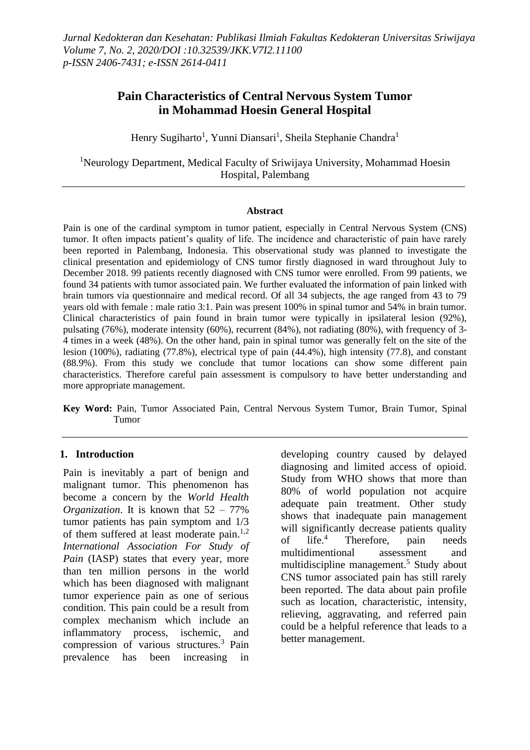*Jurnal Kedokteran dan Kesehatan: Publikasi Ilmiah Fakultas Kedokteran Universitas Sriwijaya*
*Volume 7, No. 2, 2020/DOI :10.32539/JKK.V7I2.11100*
*p-ISSN 2406-7431; e-ISSN 2614-0411*

# Pain Characteristics of Central Nervous System Tumor in Mohammad Hoesin General Hospital

Henry Sugiharto[1], Yunni Diansari[1], Sheila Stephanie Chandra[1]

[1]Neurology Department, Medical Faculty of Sriwijaya University, Mohammad Hoesin Hospital, Palembang

**Abstract**

Pain is one of the cardinal symptom in tumor patient, especially in Central Nervous System (CNS) tumor. It often impacts patient's quality of life. The incidence and characteristic of pain have rarely been reported in Palembang, Indonesia. This observational study was planned to investigate the clinical presentation and epidemiology of CNS tumor firstly diagnosed in ward throughout July to December 2018. 99 patients recently diagnosed with CNS tumor were enrolled. From 99 patients, we found 34 patients with tumor associated pain. We further evaluated the information of pain linked with brain tumors via questionnaire and medical record. Of all 34 subjects, the age ranged from 43 to 79 years old with female : male ratio 3:1. Pain was present 100% in spinal tumor and 54% in brain tumor. Clinical characteristics of pain found in brain tumor were typically in ipsilateral lesion (92%), pulsating (76%), moderate intensity (60%), recurrent (84%), not radiating (80%), with frequency of 3-4 times in a week (48%). On the other hand, pain in spinal tumor was generally felt on the site of the lesion (100%), radiating (77.8%), electrical type of pain (44.4%), high intensity (77.8), and constant (88.9%). From this study we conclude that tumor locations can show some different pain characteristics. Therefore careful pain assessment is compulsory to have better understanding and more appropriate management.

**Key Word:** Pain, Tumor Associated Pain, Central Nervous System Tumor, Brain Tumor, Spinal Tumor

## 1. Introduction

Pain is inevitably a part of benign and malignant tumor. This phenomenon has become a concern by the *World Health Organization*. It is known that 52 – 77% tumor patients has pain symptom and 1/3 of them suffered at least moderate pain.[1,2] *International Association For Study of Pain* (IASP) states that every year, more than ten million persons in the world which has been diagnosed with malignant tumor experience pain as one of serious condition. This pain could be a result from complex mechanism which include an inflammatory process, ischemic, and compression of various structures.[3] Pain prevalence has been increasing in developing country caused by delayed diagnosing and limited access of opioid. Study from WHO shows that more than 80% of world population not acquire adequate pain treatment. Other study shows that inadequate pain management will significantly decrease patients quality of life.[4] Therefore, pain needs multidimentional assessment and multidiscipline management.[5] Study about CNS tumor associated pain has still rarely been reported. The data about pain profile such as location, characteristic, intensity, relieving, aggravating, and referred pain could be a helpful reference that leads to a better management.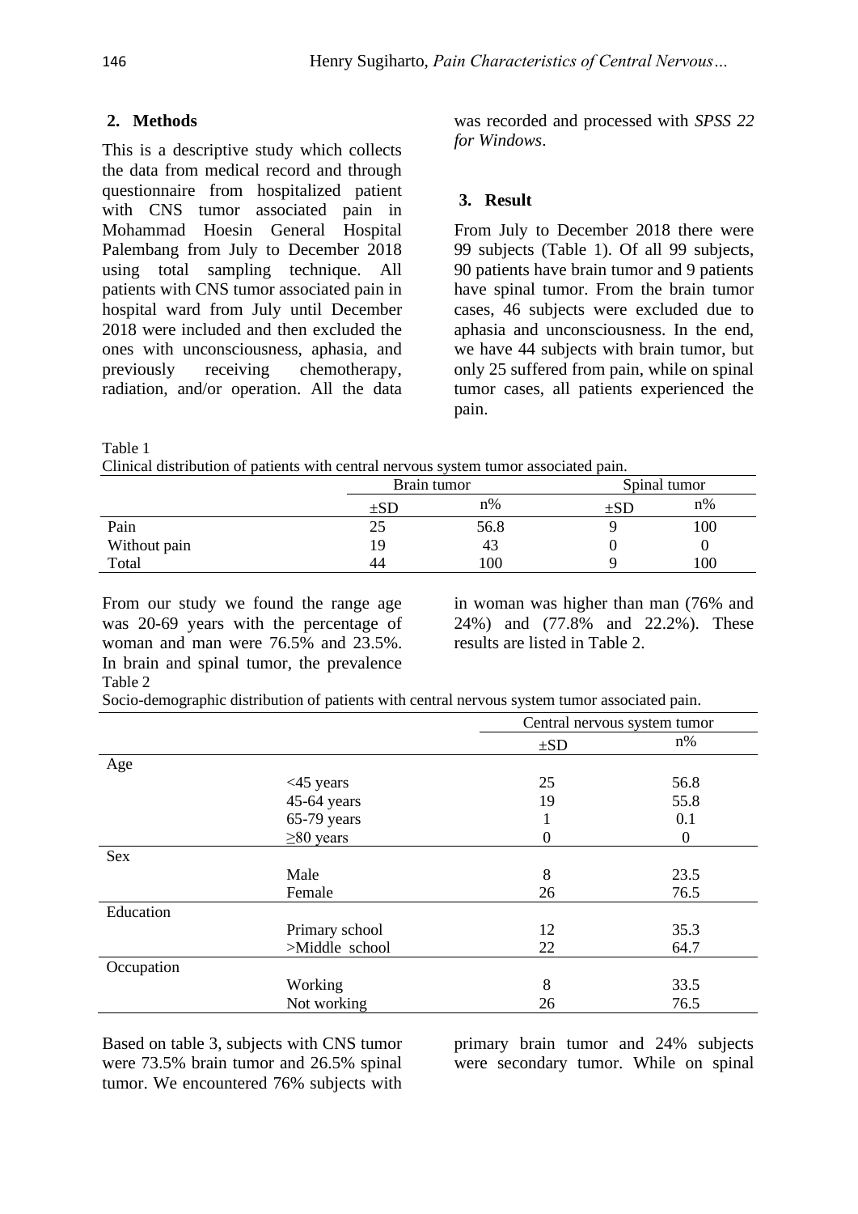## 2. Methods

This is a descriptive study which collects the data from medical record and through questionnaire from hospitalized patient with CNS tumor associated pain in Mohammad Hoesin General Hospital Palembang from July to December 2018 using total sampling technique. All patients with CNS tumor associated pain in hospital ward from July until December 2018 were included and then excluded the ones with unconsciousness, aphasia, and previously receiving chemotherapy, radiation, and/or operation. All the data was recorded and processed with *SPSS 22 for Windows*.

## 3. Result

From July to December 2018 there were 99 subjects (Table 1). Of all 99 subjects, 90 patients have brain tumor and 9 patients have spinal tumor. From the brain tumor cases, 46 subjects were excluded due to aphasia and unconsciousness. In the end, we have 44 subjects with brain tumor, but only 25 suffered from pain, while on spinal tumor cases, all patients experienced the pain.

Table 1
Clinical distribution of patients with central nervous system tumor associated pain.

| | Brain tumor | | Spinal tumor | |
|---|---|---|---|---|
| | ±SD | n% | ±SD | n% |
| Pain | 25 | 56.8 | 9 | 100 |
| Without pain | 19 | 43 | 0 | 0 |
| Total | 44 | 100 | 9 | 100 |

From our study we found the range age was 20-69 years with the percentage of woman and man were 76.5% and 23.5%. In brain and spinal tumor, the prevalence in woman was higher than man (76% and 24%) and (77.8% and 22.2%). These results are listed in Table 2.

Table 2
Socio-demographic distribution of patients with central nervous system tumor associated pain.

| | | Central nervous system tumor | |
|---|---|---|---|
| | | ±SD | n% |
| Age | | | |
| | <45 years | 25 | 56.8 |
| | 45-64 years | 19 | 55.8 |
| | 65-79 years | 1 | 0.1 |
| | ≥80 years | 0 | 0 |
| Sex | | | |
| | Male | 8 | 23.5 |
| | Female | 26 | 76.5 |
| Education | | | |
| | Primary school | 12 | 35.3 |
| | >Middle school | 22 | 64.7 |
| Occupation | | | |
| | Working | 8 | 33.5 |
| | Not working | 26 | 76.5 |

Based on table 3, subjects with CNS tumor were 73.5% brain tumor and 26.5% spinal tumor. We encountered 76% subjects with primary brain tumor and 24% subjects were secondary tumor. While on spinal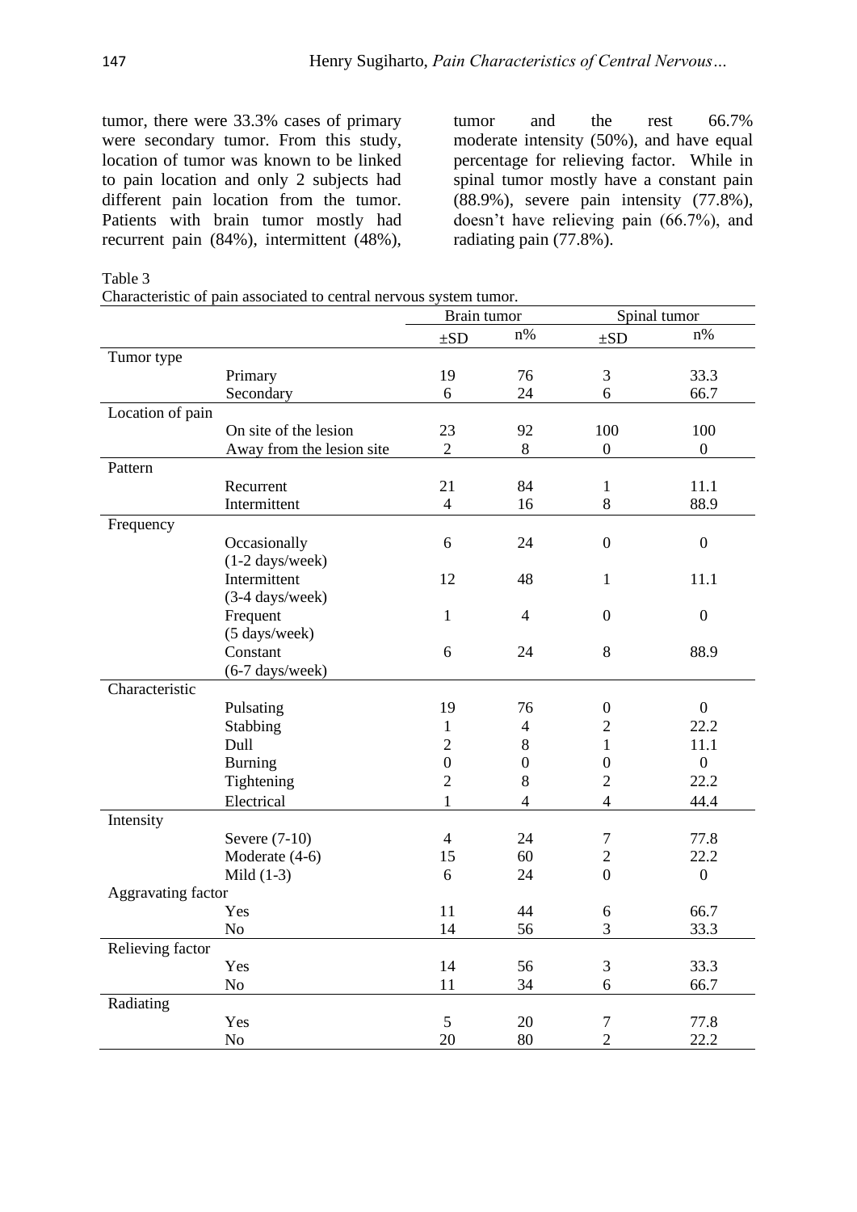tumor, there were 33.3% cases of primary were secondary tumor. From this study, location of tumor was known to be linked to pain location and only 2 subjects had different pain location from the tumor. Patients with brain tumor mostly had recurrent pain (84%), intermittent (48%), tumor and the rest 66.7% moderate intensity (50%), and have equal percentage for relieving factor. While in spinal tumor mostly have a constant pain (88.9%), severe pain intensity (77.8%), doesn't have relieving pain (66.7%), and radiating pain (77.8%).

Table 3
Characteristic of pain associated to central nervous system tumor.

| | | Brain tumor | | Spinal tumor | |
|---|---|---|---|---|---|
| | | ±SD | n% | ±SD | n% |
| Tumor type | | | | | |
| | Primary | 19 | 76 | 3 | 33.3 |
| | Secondary | 6 | 24 | 6 | 66.7 |
| Location of pain | | | | | |
| | On site of the lesion | 23 | 92 | 100 | 100 |
| | Away from the lesion site | 2 | 8 | 0 | 0 |
| Pattern | | | | | |
| | Recurrent | 21 | 84 | 1 | 11.1 |
| | Intermittent | 4 | 16 | 8 | 88.9 |
| Frequency | | | | | |
| | Occasionally (1-2 days/week) | 6 | 24 | 0 | 0 |
| | Intermittent (3-4 days/week) | 12 | 48 | 1 | 11.1 |
| | Frequent (5 days/week) | 1 | 4 | 0 | 0 |
| | Constant (6-7 days/week) | 6 | 24 | 8 | 88.9 |
| Characteristic | | | | | |
| | Pulsating | 19 | 76 | 0 | 0 |
| | Stabbing | 1 | 4 | 2 | 22.2 |
| | Dull | 2 | 8 | 1 | 11.1 |
| | Burning | 0 | 0 | 0 | 0 |
| | Tightening | 2 | 8 | 2 | 22.2 |
| | Electrical | 1 | 4 | 4 | 44.4 |
| Intensity | | | | | |
| | Severe (7-10) | 4 | 24 | 7 | 77.8 |
| | Moderate (4-6) | 15 | 60 | 2 | 22.2 |
| | Mild (1-3) | 6 | 24 | 0 | 0 |
| Aggravating factor | | | | | |
| | Yes | 11 | 44 | 6 | 66.7 |
| | No | 14 | 56 | 3 | 33.3 |
| Relieving factor | | | | | |
| | Yes | 14 | 56 | 3 | 33.3 |
| | No | 11 | 34 | 6 | 66.7 |
| Radiating | | | | | |
| | Yes | 5 | 20 | 7 | 77.8 |
| | No | 20 | 80 | 2 | 22.2 |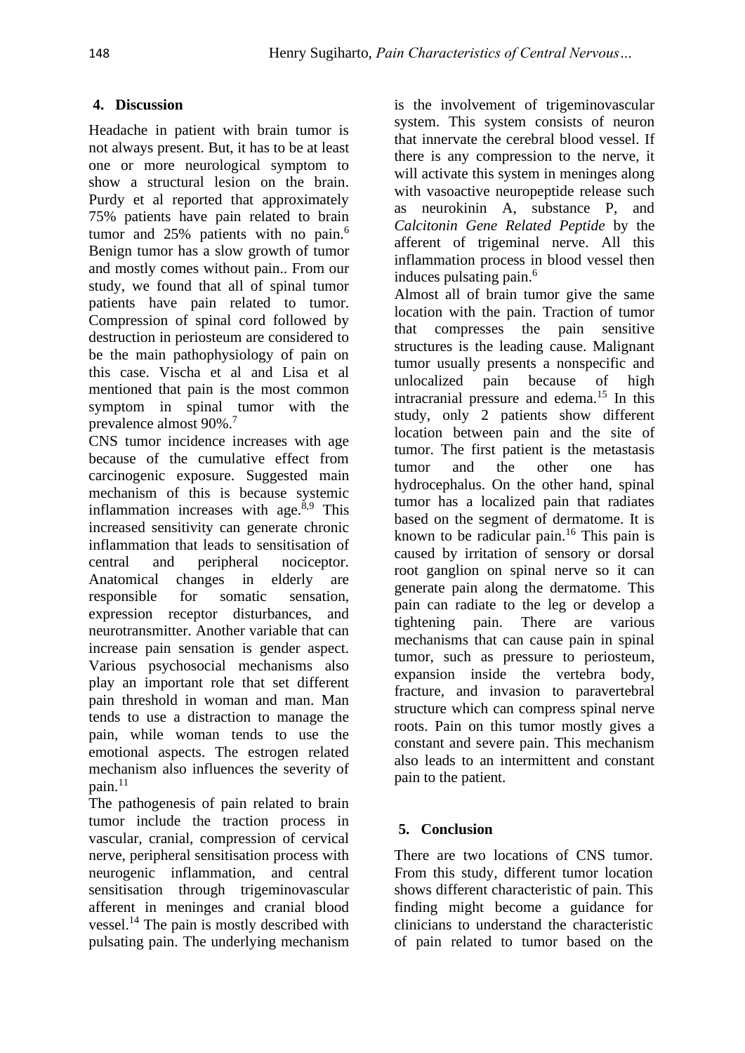## 4. Discussion

Headache in patient with brain tumor is not always present. But, it has to be at least one or more neurological symptom to show a structural lesion on the brain. Purdy et al reported that approximately 75% patients have pain related to brain tumor and 25% patients with no pain.[6] Benign tumor has a slow growth of tumor and mostly comes without pain.. From our study, we found that all of spinal tumor patients have pain related to tumor. Compression of spinal cord followed by destruction in periosteum are considered to be the main pathophysiology of pain on this case. Vischa et al and Lisa et al mentioned that pain is the most common symptom in spinal tumor with the prevalence almost 90%.[7]

CNS tumor incidence increases with age because of the cumulative effect from carcinogenic exposure. Suggested main mechanism of this is because systemic inflammation increases with age.[8,9] This increased sensitivity can generate chronic inflammation that leads to sensitisation of central and peripheral nociceptor. Anatomical changes in elderly are responsible for somatic sensation, expression receptor disturbances, and neurotransmitter. Another variable that can increase pain sensation is gender aspect. Various psychosocial mechanisms also play an important role that set different pain threshold in woman and man. Man tends to use a distraction to manage the pain, while woman tends to use the emotional aspects. The estrogen related mechanism also influences the severity of pain.[11]

The pathogenesis of pain related to brain tumor include the traction process in vascular, cranial, compression of cervical nerve, peripheral sensitisation process with neurogenic inflammation, and central sensitisation through trigeminovascular afferent in meninges and cranial blood vessel.[14] The pain is mostly described with pulsating pain. The underlying mechanism is the involvement of trigeminovascular system. This system consists of neuron that innervate the cerebral blood vessel. If there is any compression to the nerve, it will activate this system in meninges along with vasoactive neuropeptide release such as neurokinin A, substance P, and *Calcitonin Gene Related Peptide* by the afferent of trigeminal nerve. All this inflammation process in blood vessel then induces pulsating pain.[6]

Almost all of brain tumor give the same location with the pain. Traction of tumor that compresses the pain sensitive structures is the leading cause. Malignant tumor usually presents a nonspecific and unlocalized pain because of high intracranial pressure and edema.[15] In this study, only 2 patients show different location between pain and the site of tumor. The first patient is the metastasis tumor and the other one has hydrocephalus. On the other hand, spinal tumor has a localized pain that radiates based on the segment of dermatome. It is known to be radicular pain.[16] This pain is caused by irritation of sensory or dorsal root ganglion on spinal nerve so it can generate pain along the dermatome. This pain can radiate to the leg or develop a tightening pain. There are various mechanisms that can cause pain in spinal tumor, such as pressure to periosteum, expansion inside the vertebra body, fracture, and invasion to paravertebral structure which can compress spinal nerve roots. Pain on this tumor mostly gives a constant and severe pain. This mechanism also leads to an intermittent and constant pain to the patient.

## 5. Conclusion

There are two locations of CNS tumor. From this study, different tumor location shows different characteristic of pain. This finding might become a guidance for clinicians to understand the characteristic of pain related to tumor based on the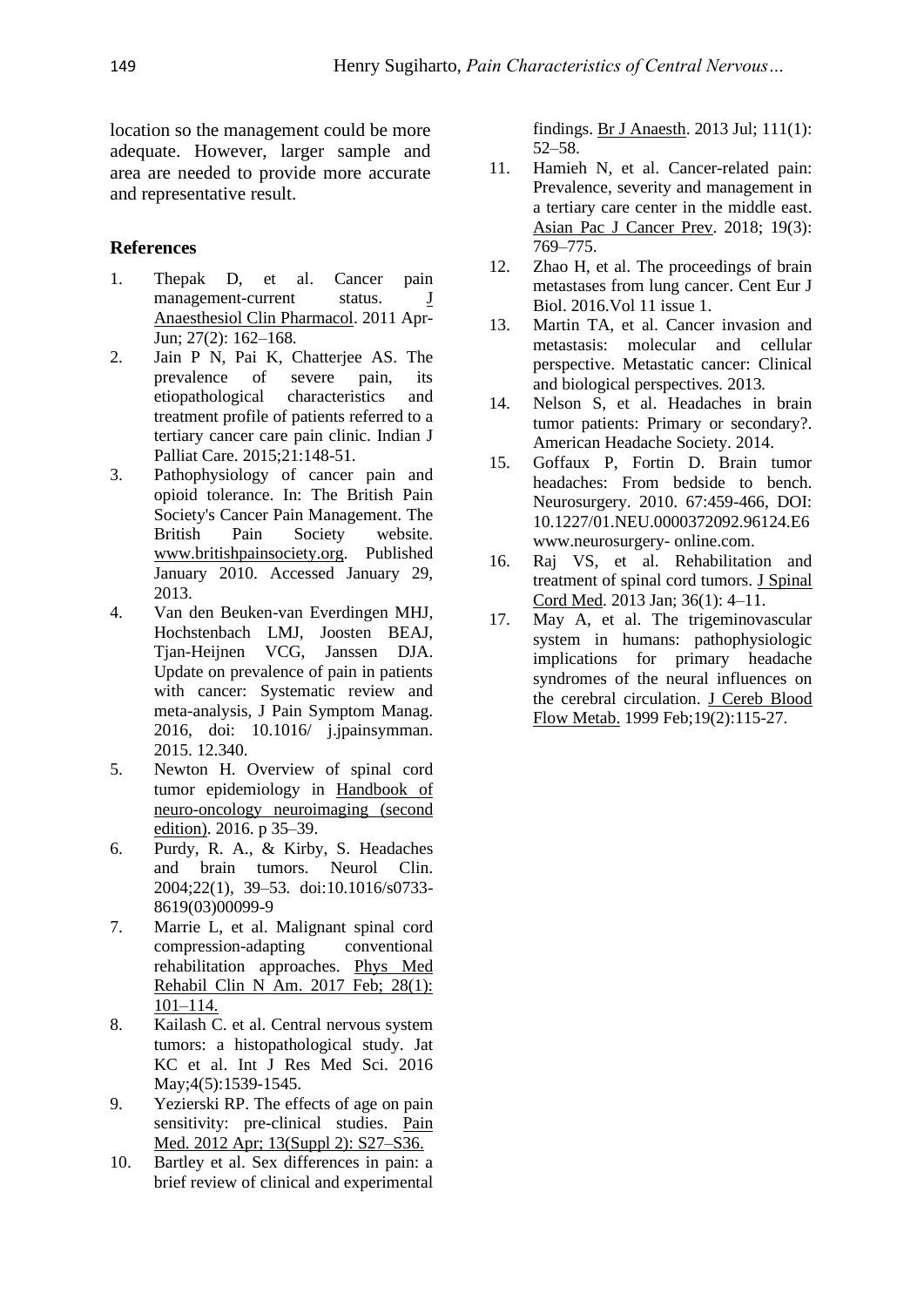location so the management could be more adequate. However, larger sample and area are needed to provide more accurate and representative result.

## References

1. Thepak D, et al. Cancer pain management-current status. J Anaesthesiol Clin Pharmacol. 2011 Apr-Jun; 27(2): 162–168.
2. Jain P N, Pai K, Chatterjee AS. The prevalence of severe pain, its etiopathological characteristics and treatment profile of patients referred to a tertiary cancer care pain clinic. Indian J Palliat Care. 2015;21:148-51.
3. Pathophysiology of cancer pain and opioid tolerance. In: The British Pain Society's Cancer Pain Management. The British Pain Society website. www.britishpainsociety.org. Published January 2010. Accessed January 29, 2013.
4. Van den Beuken-van Everdingen MHJ, Hochstenbach LMJ, Joosten BEAJ, Tjan-Heijnen VCG, Janssen DJA. Update on prevalence of pain in patients with cancer: Systematic review and meta-analysis, J Pain Symptom Manag. 2016, doi: 10.1016/ j.jpainsymman. 2015. 12.340.
5. Newton H. Overview of spinal cord tumor epidemiology in Handbook of neuro-oncology neuroimaging (second edition). 2016. p 35–39.
6. Purdy, R. A., & Kirby, S. Headaches and brain tumors. Neurol Clin. 2004;22(1), 39–53. doi:10.1016/s0733-8619(03)00099-9
7. Marrie L, et al. Malignant spinal cord compression-adapting conventional rehabilitation approaches. Phys Med Rehabil Clin N Am. 2017 Feb; 28(1): 101–114.
8. Kailash C. et al. Central nervous system tumors: a histopathological study. Jat KC et al. Int J Res Med Sci. 2016 May;4(5):1539-1545.
9. Yezierski RP. The effects of age on pain sensitivity: pre-clinical studies. Pain Med. 2012 Apr; 13(Suppl 2): S27–S36.
10. Bartley et al. Sex differences in pain: a brief review of clinical and experimental findings. Br J Anaesth. 2013 Jul; 111(1): 52–58.
11. Hamieh N, et al. Cancer-related pain: Prevalence, severity and management in a tertiary care center in the middle east. Asian Pac J Cancer Prev. 2018; 19(3): 769–775.
12. Zhao H, et al. The proceedings of brain metastases from lung cancer. Cent Eur J Biol. 2016.Vol 11 issue 1.
13. Martin TA, et al. Cancer invasion and metastasis: molecular and cellular perspective. Metastatic cancer: Clinical and biological perspectives. 2013.
14. Nelson S, et al. Headaches in brain tumor patients: Primary or secondary?. American Headache Society. 2014.
15. Goffaux P, Fortin D. Brain tumor headaches: From bedside to bench. Neurosurgery. 2010. 67:459-466, DOI: 10.1227/01.NEU.0000372092.96124.E6 www.neurosurgery- online.com.
16. Raj VS, et al. Rehabilitation and treatment of spinal cord tumors. J Spinal Cord Med. 2013 Jan; 36(1): 4–11.
17. May A, et al. The trigeminovascular system in humans: pathophysiologic implications for primary headache syndromes of the neural influences on the cerebral circulation. J Cereb Blood Flow Metab. 1999 Feb;19(2):115-27.